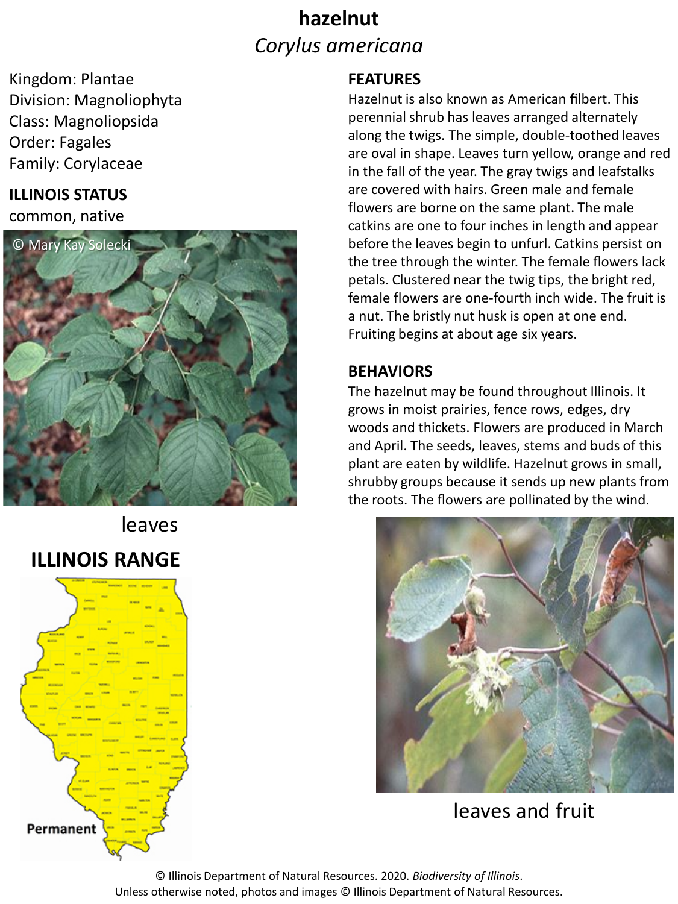# hazelnut

*Corylus americana*

Kingdom: Plantae
Division: Magnoliophyta
Class: Magnoliopsida
Order: Fagales
Family: Corylaceae

## ILLINOIS STATUS

common, native

© Mary Kay Solecki

leaves

## ILLINOIS RANGE

Permanent

## FEATURES

Hazelnut is also known as American filbert. This perennial shrub has leaves arranged alternately along the twigs. The simple, double-toothed leaves are oval in shape. Leaves turn yellow, orange and red in the fall of the year. The gray twigs and leafstalks are covered with hairs. Green male and female flowers are borne on the same plant. The male catkins are one to four inches in length and appear before the leaves begin to unfurl. Catkins persist on the tree through the winter. The female flowers lack petals. Clustered near the twig tips, the bright red, female flowers are one-fourth inch wide. The fruit is a nut. The bristly nut husk is open at one end. Fruiting begins at about age six years.

## BEHAVIORS

The hazelnut may be found throughout Illinois. It grows in moist prairies, fence rows, edges, dry woods and thickets. Flowers are produced in March and April. The seeds, leaves, stems and buds of this plant are eaten by wildlife. Hazelnut grows in small, shrubby groups because it sends up new plants from the roots. The flowers are pollinated by the wind.

leaves and fruit

© Illinois Department of Natural Resources. 2020. *Biodiversity of Illinois*.
Unless otherwise noted, photos and images © Illinois Department of Natural Resources.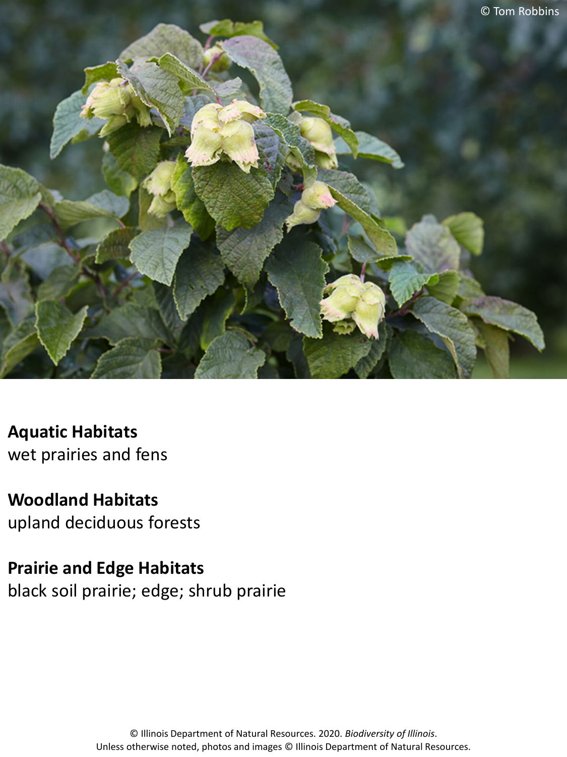**Aquatic Habitats**
wet prairies and fens

**Woodland Habitats**
upland deciduous forests

**Prairie and Edge Habitats**
black soil prairie; edge; shrub prairie

© Illinois Department of Natural Resources. 2020. *Biodiversity of Illinois*.
Unless otherwise noted, photos and images © Illinois Department of Natural Resources.